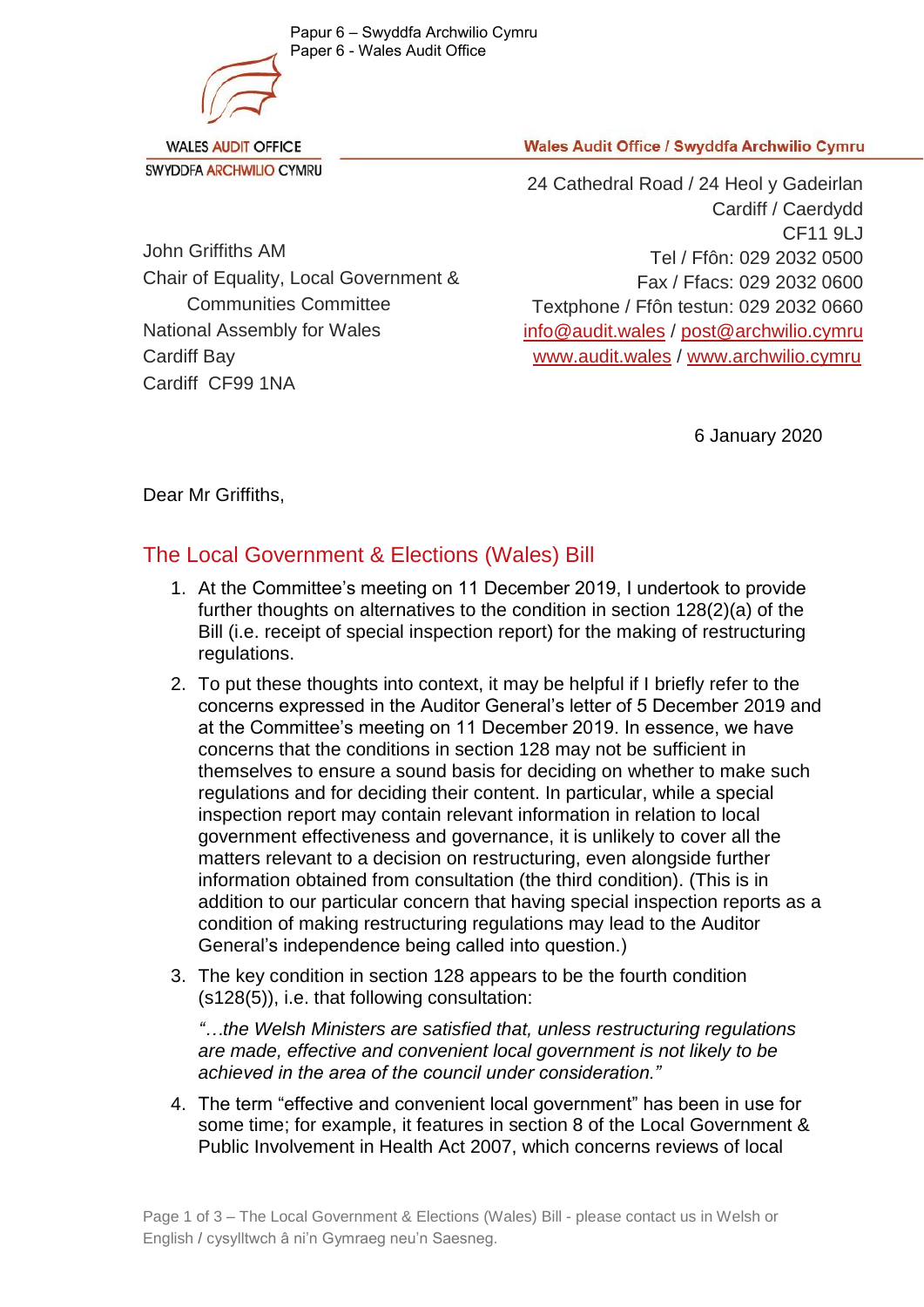Papur 6 – Swyddfa Archwilio Cymru
Paper 6 - Wales Audit Office

WALES AUDIT OFFICE
SWYDDFA ARCHWILIO CYMRU

**Wales Audit Office / Swyddfa Archwilio Cymru**

24 Cathedral Road / 24 Heol y Gadeirlan
Cardiff / Caerdydd
CF11 9LJ
Tel / Ffôn: 029 2032 0500
Fax / Ffacs: 029 2032 0600
Textphone / Ffôn testun: 029 2032 0660
info@audit.wales / post@archwilio.cymru
www.audit.wales / www.archwilio.cymru

John Griffiths AM
Chair of Equality, Local Government & Communities Committee
National Assembly for Wales
Cardiff Bay
Cardiff CF99 1NA

6 January 2020

Dear Mr Griffiths,

## The Local Government & Elections (Wales) Bill

1. At the Committee's meeting on 11 December 2019, I undertook to provide further thoughts on alternatives to the condition in section 128(2)(a) of the Bill (i.e. receipt of special inspection report) for the making of restructuring regulations.

2. To put these thoughts into context, it may be helpful if I briefly refer to the concerns expressed in the Auditor General's letter of 5 December 2019 and at the Committee's meeting on 11 December 2019. In essence, we have concerns that the conditions in section 128 may not be sufficient in themselves to ensure a sound basis for deciding on whether to make such regulations and for deciding their content. In particular, while a special inspection report may contain relevant information in relation to local government effectiveness and governance, it is unlikely to cover all the matters relevant to a decision on restructuring, even alongside further information obtained from consultation (the third condition). (This is in addition to our particular concern that having special inspection reports as a condition of making restructuring regulations may lead to the Auditor General's independence being called into question.)

3. The key condition in section 128 appears to be the fourth condition (s128(5)), i.e. that following consultation:

   *"…the Welsh Ministers are satisfied that, unless restructuring regulations are made, effective and convenient local government is not likely to be achieved in the area of the council under consideration."*

4. The term "effective and convenient local government" has been in use for some time; for example, it features in section 8 of the Local Government & Public Involvement in Health Act 2007, which concerns reviews of local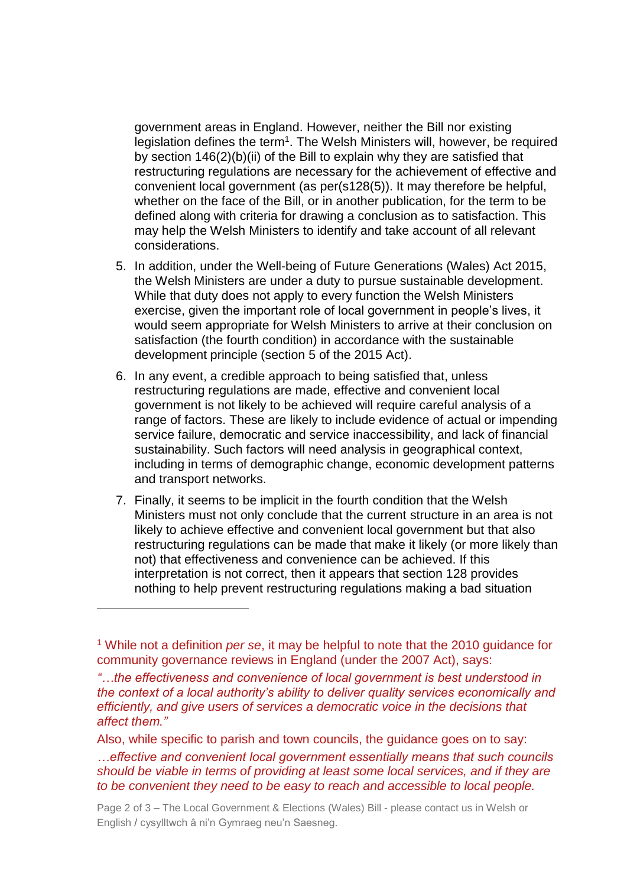government areas in England. However, neither the Bill nor existing legislation defines the term[1]. The Welsh Ministers will, however, be required by section 146(2)(b)(ii) of the Bill to explain why they are satisfied that restructuring regulations are necessary for the achievement of effective and convenient local government (as per(s128(5)). It may therefore be helpful, whether on the face of the Bill, or in another publication, for the term to be defined along with criteria for drawing a conclusion as to satisfaction. This may help the Welsh Ministers to identify and take account of all relevant considerations.

5. In addition, under the Well-being of Future Generations (Wales) Act 2015, the Welsh Ministers are under a duty to pursue sustainable development. While that duty does not apply to every function the Welsh Ministers exercise, given the important role of local government in people's lives, it would seem appropriate for Welsh Ministers to arrive at their conclusion on satisfaction (the fourth condition) in accordance with the sustainable development principle (section 5 of the 2015 Act).

6. In any event, a credible approach to being satisfied that, unless restructuring regulations are made, effective and convenient local government is not likely to be achieved will require careful analysis of a range of factors. These are likely to include evidence of actual or impending service failure, democratic and service inaccessibility, and lack of financial sustainability. Such factors will need analysis in geographical context, including in terms of demographic change, economic development patterns and transport networks.

7. Finally, it seems to be implicit in the fourth condition that the Welsh Ministers must not only conclude that the current structure in an area is not likely to achieve effective and convenient local government but that also restructuring regulations can be made that make it likely (or more likely than not) that effectiveness and convenience can be achieved. If this interpretation is not correct, then it appears that section 128 provides nothing to help prevent restructuring regulations making a bad situation

---

[1] While not a definition *per se*, it may be helpful to note that the 2010 guidance for community governance reviews in England (under the 2007 Act), says:

*"…the effectiveness and convenience of local government is best understood in the context of a local authority's ability to deliver quality services economically and efficiently, and give users of services a democratic voice in the decisions that affect them."*

Also, while specific to parish and town councils, the guidance goes on to say:

*…effective and convenient local government essentially means that such councils should be viable in terms of providing at least some local services, and if they are to be convenient they need to be easy to reach and accessible to local people.*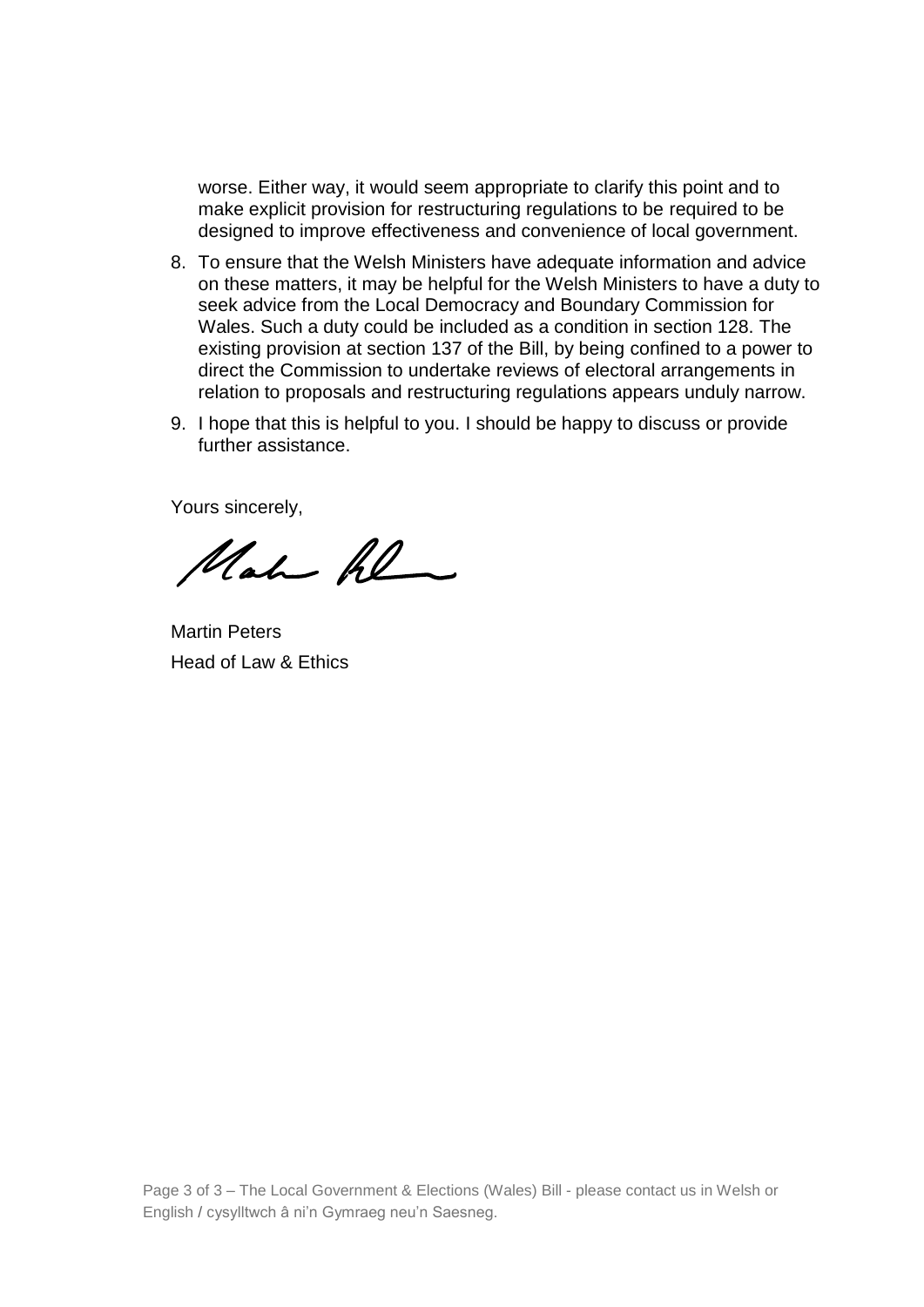worse. Either way, it would seem appropriate to clarify this point and to make explicit provision for restructuring regulations to be required to be designed to improve effectiveness and convenience of local government.

8. To ensure that the Welsh Ministers have adequate information and advice on these matters, it may be helpful for the Welsh Ministers to have a duty to seek advice from the Local Democracy and Boundary Commission for Wales. Such a duty could be included as a condition in section 128. The existing provision at section 137 of the Bill, by being confined to a power to direct the Commission to undertake reviews of electoral arrangements in relation to proposals and restructuring regulations appears unduly narrow.

9. I hope that this is helpful to you. I should be happy to discuss or provide further assistance.

Yours sincerely,

Martin Peters
Head of Law & Ethics